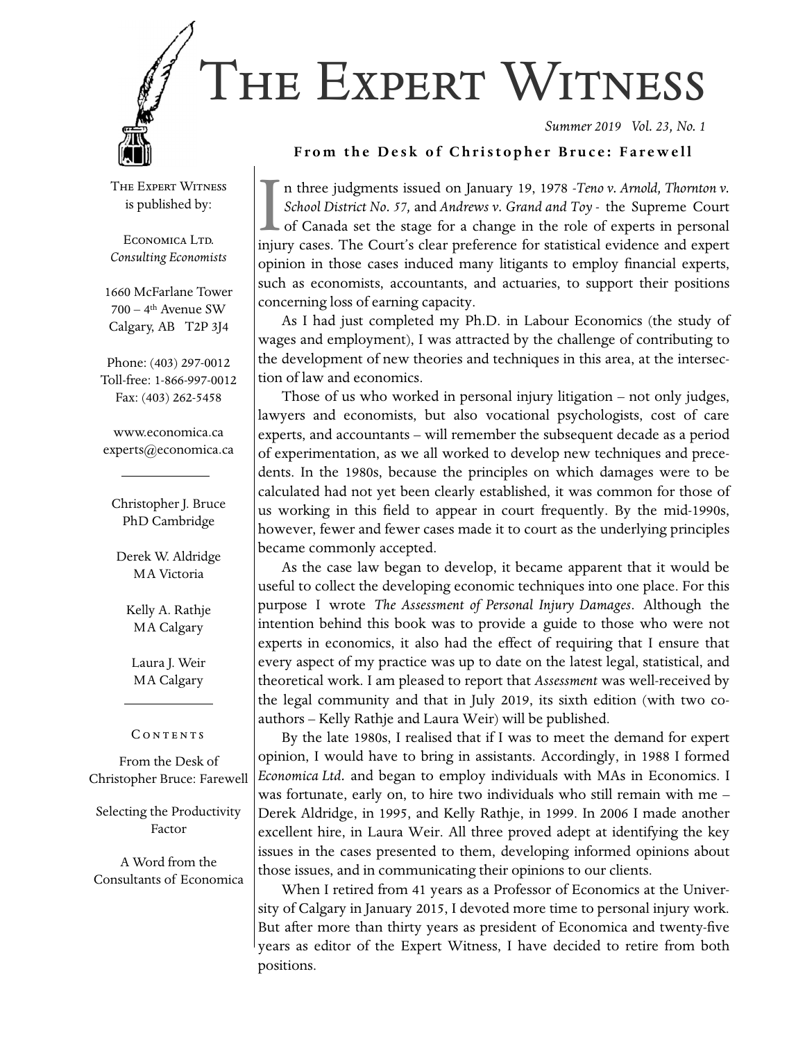# The Expert Witness

*Summer 2019 Vol. 23, No. 1*

The Expert Witness is published by:

Economica Ltd.
*Consulting Economists*

1660 McFarlane Tower
700 – 4th Avenue SW
Calgary, AB T2P 3J4

Phone: (403) 297-0012
Toll-free: 1-866-997-0012
Fax: (403) 262-5458

www.economica.ca
experts@economica.ca

Christopher J. Bruce
PhD Cambridge

Derek W. Aldridge
MA Victoria

Kelly A. Rathje
MA Calgary

Laura J. Weir
MA Calgary

Contents

From the Desk of Christopher Bruce: Farewell

Selecting the Productivity Factor

A Word from the Consultants of Economica

## From the Desk of Christopher Bruce: Farewell

In three judgments issued on January 19, 1978 -*Teno v. Arnold, Thornton v. School District No. 57,* and *Andrews v. Grand and Toy* - the Supreme Court of Canada set the stage for a change in the role of experts in personal injury cases. The Court's clear preference for statistical evidence and expert opinion in those cases induced many litigants to employ financial experts, such as economists, accountants, and actuaries, to support their positions concerning loss of earning capacity.

As I had just completed my Ph.D. in Labour Economics (the study of wages and employment), I was attracted by the challenge of contributing to the development of new theories and techniques in this area, at the intersection of law and economics.

Those of us who worked in personal injury litigation – not only judges, lawyers and economists, but also vocational psychologists, cost of care experts, and accountants – will remember the subsequent decade as a period of experimentation, as we all worked to develop new techniques and precedents. In the 1980s, because the principles on which damages were to be calculated had not yet been clearly established, it was common for those of us working in this field to appear in court frequently. By the mid-1990s, however, fewer and fewer cases made it to court as the underlying principles became commonly accepted.

As the case law began to develop, it became apparent that it would be useful to collect the developing economic techniques into one place. For this purpose I wrote *The Assessment of Personal Injury Damages*. Although the intention behind this book was to provide a guide to those who were not experts in economics, it also had the effect of requiring that I ensure that every aspect of my practice was up to date on the latest legal, statistical, and theoretical work. I am pleased to report that *Assessment* was well-received by the legal community and that in July 2019, its sixth edition (with two co-authors – Kelly Rathje and Laura Weir) will be published.

By the late 1980s, I realised that if I was to meet the demand for expert opinion, I would have to bring in assistants. Accordingly, in 1988 I formed *Economica Ltd.* and began to employ individuals with MAs in Economics. I was fortunate, early on, to hire two individuals who still remain with me – Derek Aldridge, in 1995, and Kelly Rathje, in 1999. In 2006 I made another excellent hire, in Laura Weir. All three proved adept at identifying the key issues in the cases presented to them, developing informed opinions about those issues, and in communicating their opinions to our clients.

When I retired from 41 years as a Professor of Economics at the University of Calgary in January 2015, I devoted more time to personal injury work. But after more than thirty years as president of Economica and twenty-five years as editor of the Expert Witness, I have decided to retire from both positions.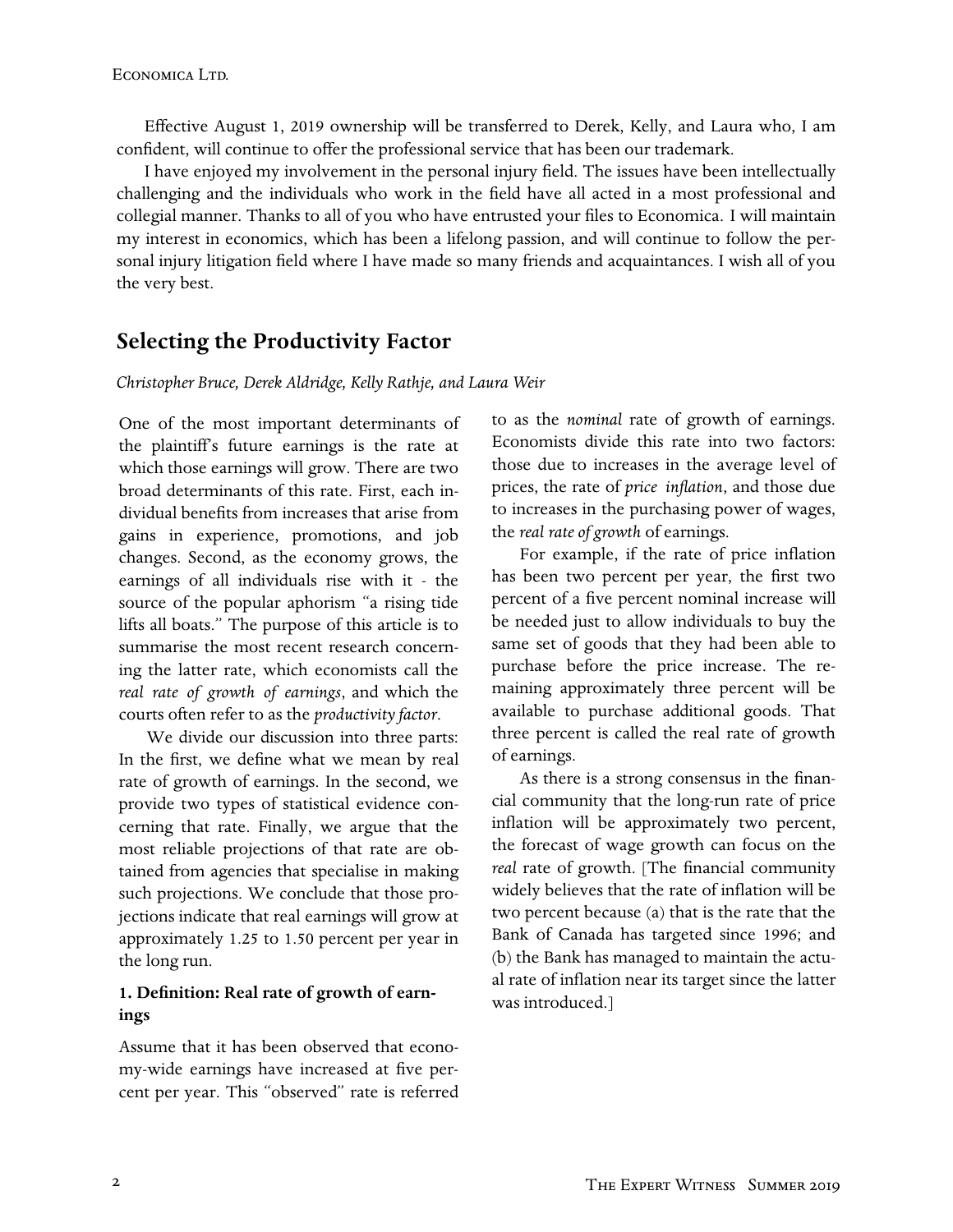Effective August 1, 2019 ownership will be transferred to Derek, Kelly, and Laura who, I am confident, will continue to offer the professional service that has been our trademark.

I have enjoyed my involvement in the personal injury field. The issues have been intellectually challenging and the individuals who work in the field have all acted in a most professional and collegial manner. Thanks to all of you who have entrusted your files to Economica. I will maintain my interest in economics, which has been a lifelong passion, and will continue to follow the personal injury litigation field where I have made so many friends and acquaintances. I wish all of you the very best.

## Selecting the Productivity Factor

*Christopher Bruce, Derek Aldridge, Kelly Rathje, and Laura Weir*

One of the most important determinants of the plaintiff's future earnings is the rate at which those earnings will grow. There are two broad determinants of this rate. First, each individual benefits from increases that arise from gains in experience, promotions, and job changes. Second, as the economy grows, the earnings of all individuals rise with it - the source of the popular aphorism "a rising tide lifts all boats." The purpose of this article is to summarise the most recent research concerning the latter rate, which economists call the *real rate of growth of earnings*, and which the courts often refer to as the *productivity factor*.

We divide our discussion into three parts: In the first, we define what we mean by real rate of growth of earnings. In the second, we provide two types of statistical evidence concerning that rate. Finally, we argue that the most reliable projections of that rate are obtained from agencies that specialise in making such projections. We conclude that those projections indicate that real earnings will grow at approximately 1.25 to 1.50 percent per year in the long run.

### 1. Definition: Real rate of growth of earnings

Assume that it has been observed that economy-wide earnings have increased at five percent per year. This "observed" rate is referred to as the *nominal* rate of growth of earnings. Economists divide this rate into two factors: those due to increases in the average level of prices, the rate of *price inflation*, and those due to increases in the purchasing power of wages, the *real rate of growth* of earnings.

For example, if the rate of price inflation has been two percent per year, the first two percent of a five percent nominal increase will be needed just to allow individuals to buy the same set of goods that they had been able to purchase before the price increase. The remaining approximately three percent will be available to purchase additional goods. That three percent is called the real rate of growth of earnings.

As there is a strong consensus in the financial community that the long-run rate of price inflation will be approximately two percent, the forecast of wage growth can focus on the *real* rate of growth. [The financial community widely believes that the rate of inflation will be two percent because (a) that is the rate that the Bank of Canada has targeted since 1996; and (b) the Bank has managed to maintain the actual rate of inflation near its target since the latter was introduced.]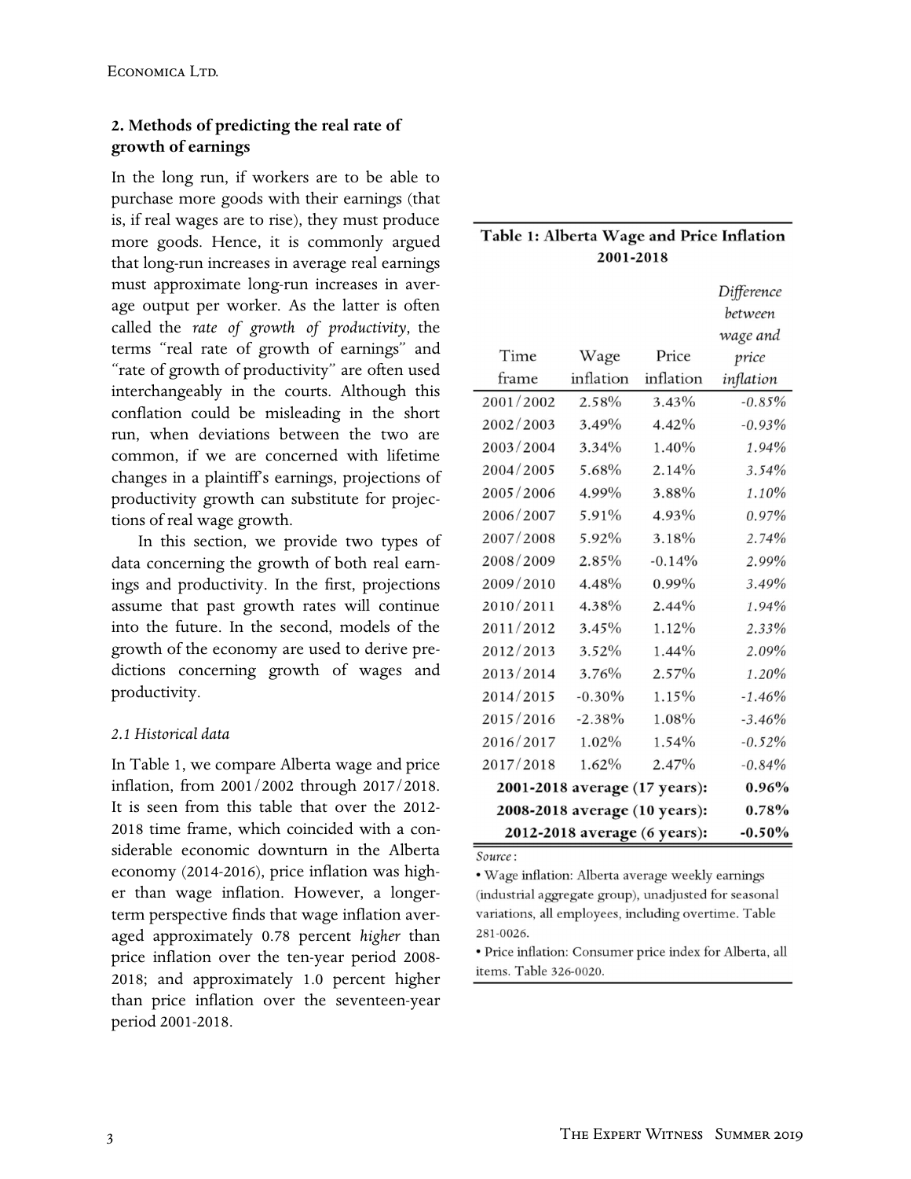## 2. Methods of predicting the real rate of growth of earnings

In the long run, if workers are to be able to purchase more goods with their earnings (that is, if real wages are to rise), they must produce more goods. Hence, it is commonly argued that long-run increases in average real earnings must approximate long-run increases in average output per worker. As the latter is often called the *rate of growth of productivity*, the terms "real rate of growth of earnings" and "rate of growth of productivity" are often used interchangeably in the courts. Although this conflation could be misleading in the short run, when deviations between the two are common, if we are concerned with lifetime changes in a plaintiff's earnings, projections of productivity growth can substitute for projections of real wage growth.

In this section, we provide two types of data concerning the growth of both real earnings and productivity. In the first, projections assume that past growth rates will continue into the future. In the second, models of the growth of the economy are used to derive predictions concerning growth of wages and productivity.

### 2.1 Historical data

In Table 1, we compare Alberta wage and price inflation, from 2001/2002 through 2017/2018. It is seen from this table that over the 2012-2018 time frame, which coincided with a considerable economic downturn in the Alberta economy (2014-2016), price inflation was higher than wage inflation. However, a longer-term perspective finds that wage inflation averaged approximately 0.78 percent *higher* than price inflation over the ten-year period 2008-2018; and approximately 1.0 percent higher than price inflation over the seventeen-year period 2001-2018.

**Table 1: Alberta Wage and Price Inflation 2001-2018**

| Time frame | Wage inflation | Price inflation | *Difference between wage and price inflation* |
|---|---|---|---|
| 2001/2002 | 2.58% | 3.43% | *-0.85%* |
| 2002/2003 | 3.49% | 4.42% | *-0.93%* |
| 2003/2004 | 3.34% | 1.40% | *1.94%* |
| 2004/2005 | 5.68% | 2.14% | *3.54%* |
| 2005/2006 | 4.99% | 3.88% | *1.10%* |
| 2006/2007 | 5.91% | 4.93% | *0.97%* |
| 2007/2008 | 5.92% | 3.18% | *2.74%* |
| 2008/2009 | 2.85% | -0.14% | *2.99%* |
| 2009/2010 | 4.48% | 0.99% | *3.49%* |
| 2010/2011 | 4.38% | 2.44% | *1.94%* |
| 2011/2012 | 3.45% | 1.12% | *2.33%* |
| 2012/2013 | 3.52% | 1.44% | *2.09%* |
| 2013/2014 | 3.76% | 2.57% | *1.20%* |
| 2014/2015 | -0.30% | 1.15% | *-1.46%* |
| 2015/2016 | -2.38% | 1.08% | *-3.46%* |
| 2016/2017 | 1.02% | 1.54% | *-0.52%* |
| 2017/2018 | 1.62% | 2.47% | *-0.84%* |
| **2001-2018 average (17 years):** | | | **0.96%** |
| **2008-2018 average (10 years):** | | | **0.78%** |
| **2012-2018 average (6 years):** | | | **-0.50%** |

*Source*:

- Wage inflation: Alberta average weekly earnings (industrial aggregate group), unadjusted for seasonal variations, all employees, including overtime. Table 281-0026.
- Price inflation: Consumer price index for Alberta, all items. Table 326-0020.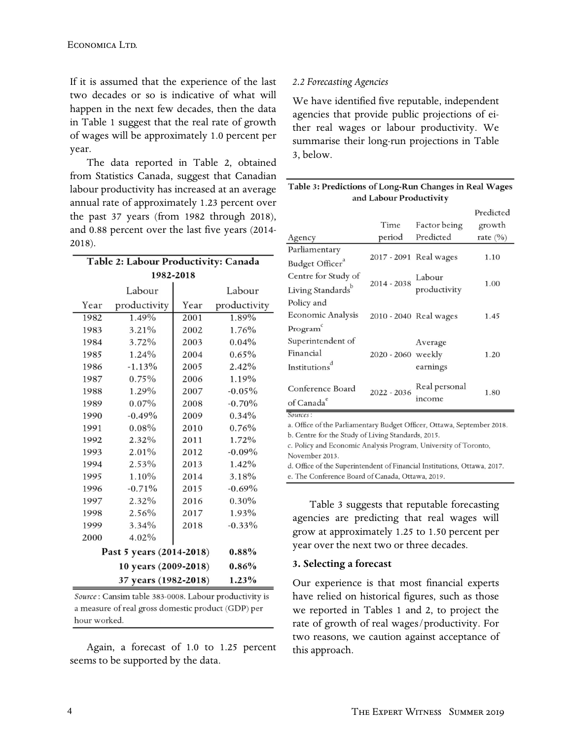If it is assumed that the experience of the last two decades or so is indicative of what will happen in the next few decades, then the data in Table 1 suggest that the real rate of growth of wages will be approximately 1.0 percent per year.

The data reported in Table 2, obtained from Statistics Canada, suggest that Canadian labour productivity has increased at an average annual rate of approximately 1.23 percent over the past 37 years (from 1982 through 2018), and 0.88 percent over the last five years (2014-2018).

**Table 2: Labour Productivity: Canada 1982-2018**

| Year | Labour productivity | Year | Labour productivity |
|---|---|---|---|
| 1982 | 1.49% | 2001 | 1.89% |
| 1983 | 3.21% | 2002 | 1.76% |
| 1984 | 3.72% | 2003 | 0.04% |
| 1985 | 1.24% | 2004 | 0.65% |
| 1986 | -1.13% | 2005 | 2.42% |
| 1987 | 0.75% | 2006 | 1.19% |
| 1988 | 1.29% | 2007 | -0.05% |
| 1989 | 0.07% | 2008 | -0.70% |
| 1990 | -0.49% | 2009 | 0.34% |
| 1991 | 0.08% | 2010 | 0.76% |
| 1992 | 2.32% | 2011 | 1.72% |
| 1993 | 2.01% | 2012 | -0.09% |
| 1994 | 2.53% | 2013 | 1.42% |
| 1995 | 1.10% | 2014 | 3.18% |
| 1996 | -0.71% | 2015 | -0.69% |
| 1997 | 2.32% | 2016 | 0.30% |
| 1998 | 2.56% | 2017 | 1.93% |
| 1999 | 3.34% | 2018 | -0.33% |
| 2000 | 4.02% | | |
| **Past 5 years (2014-2018)** | | | **0.88%** |
| **10 years (2009-2018)** | | | **0.86%** |
| **37 years (1982-2018)** | | | **1.23%** |

*Source*: Cansim table 383-0008. Labour productivity is a measure of real gross domestic product (GDP) per hour worked.

Again, a forecast of 1.0 to 1.25 percent seems to be supported by the data.

### *2.2 Forecasting Agencies*

We have identified five reputable, independent agencies that provide public projections of either real wages or labour productivity. We summarise their long-run projections in Table 3, below.

**Table 3: Predictions of Long-Run Changes in Real Wages and Labour Productivity**

| Agency | Time period | Factor being Predicted | Predicted growth rate (%) |
|---|---|---|---|
| Parliamentary Budget Officer[a] | 2017 - 2091 | Real wages | 1.10 |
| Centre for Study of Living Standards[b] | 2014 - 2038 | Labour productivity | 1.00 |
| Policy and Economic Analysis Program[c] | 2010 - 2040 | Real wages | 1.45 |
| Superintendent of Financial Institutions[d] | 2020 - 2060 | Average weekly earnings | 1.20 |
| Conference Board of Canada[e] | 2022 - 2036 | Real personal income | 1.80 |

*Sources*:
a. Office of the Parliamentary Budget Officer, Ottawa, September 2018.
b. Centre for the Study of Living Standards, 2015.
c. Policy and Economic Analysis Program, University of Toronto, November 2013.
d. Office of the Superintendent of Financial Institutions, Ottawa, 2017.
e. The Conference Board of Canada, Ottawa, 2019.

Table 3 suggests that reputable forecasting agencies are predicting that real wages will grow at approximately 1.25 to 1.50 percent per year over the next two or three decades.

## 3. Selecting a forecast

Our experience is that most financial experts have relied on historical figures, such as those we reported in Tables 1 and 2, to project the rate of growth of real wages/productivity. For two reasons, we caution against acceptance of this approach.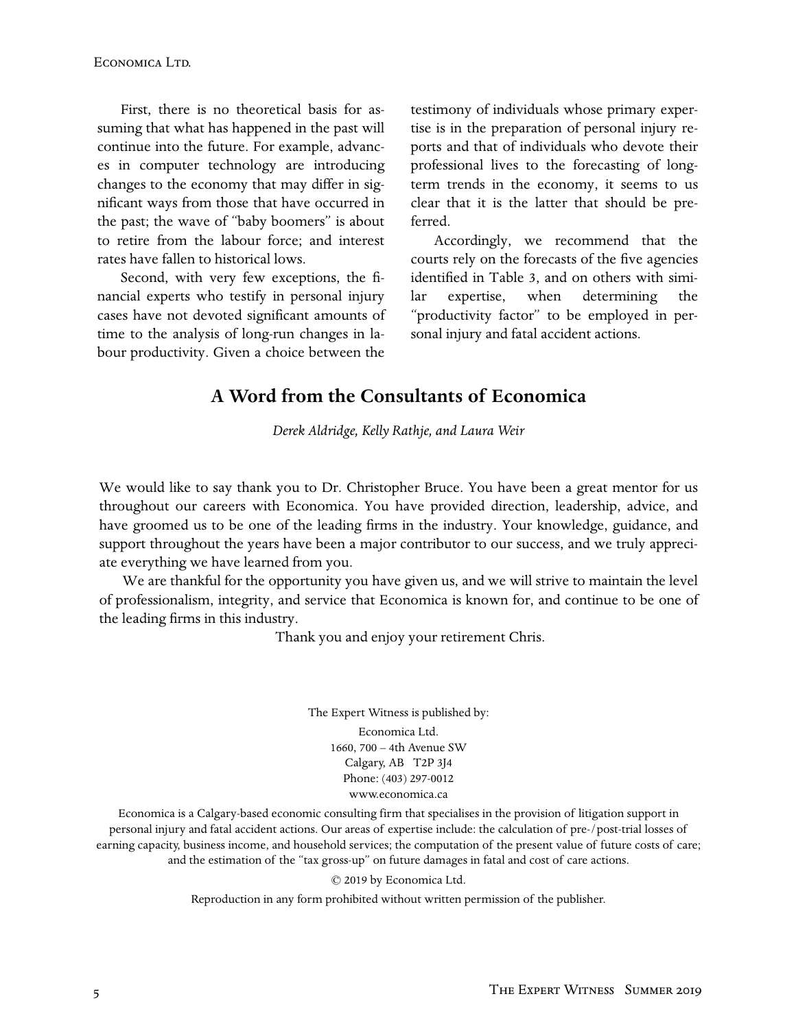First, there is no theoretical basis for assuming that what has happened in the past will continue into the future. For example, advances in computer technology are introducing changes to the economy that may differ in significant ways from those that have occurred in the past; the wave of "baby boomers" is about to retire from the labour force; and interest rates have fallen to historical lows.

Second, with very few exceptions, the financial experts who testify in personal injury cases have not devoted significant amounts of time to the analysis of long-run changes in labour productivity. Given a choice between the testimony of individuals whose primary expertise is in the preparation of personal injury reports and that of individuals who devote their professional lives to the forecasting of long-term trends in the economy, it seems to us clear that it is the latter that should be preferred.

Accordingly, we recommend that the courts rely on the forecasts of the five agencies identified in Table 3, and on others with similar expertise, when determining the "productivity factor" to be employed in personal injury and fatal accident actions.

## A Word from the Consultants of Economica

*Derek Aldridge, Kelly Rathje, and Laura Weir*

We would like to say thank you to Dr. Christopher Bruce. You have been a great mentor for us throughout our careers with Economica. You have provided direction, leadership, advice, and have groomed us to be one of the leading firms in the industry. Your knowledge, guidance, and support throughout the years have been a major contributor to our success, and we truly appreciate everything we have learned from you.

We are thankful for the opportunity you have given us, and we will strive to maintain the level of professionalism, integrity, and service that Economica is known for, and continue to be one of the leading firms in this industry.

Thank you and enjoy your retirement Chris.

The Expert Witness is published by:

Economica Ltd.
1660, 700 – 4th Avenue SW
Calgary, AB T2P 3J4
Phone: (403) 297-0012
www.economica.ca

Economica is a Calgary-based economic consulting firm that specialises in the provision of litigation support in personal injury and fatal accident actions. Our areas of expertise include: the calculation of pre-/post-trial losses of earning capacity, business income, and household services; the computation of the present value of future costs of care; and the estimation of the "tax gross-up" on future damages in fatal and cost of care actions.

© 2019 by Economica Ltd.

Reproduction in any form prohibited without written permission of the publisher.